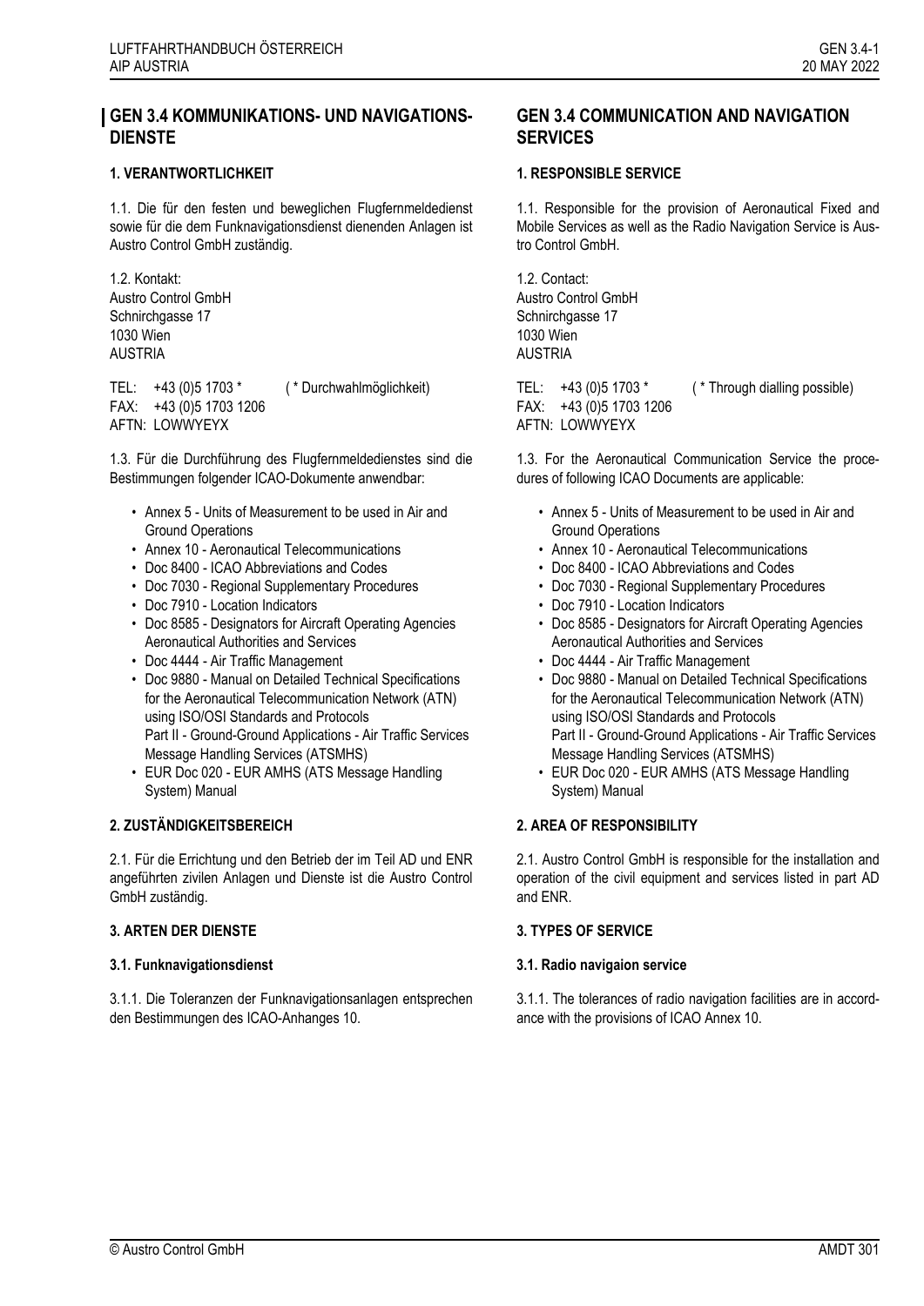## GEN 3.4 KOMMUNIKATIONS- UND NAVIGATIONS-DIENSTE

### 1. VERANTWORTLICHKEIT

1.1. Die für den festen und beweglichen Flugfernmeldedienst sowie für die dem Funknavigationsdienst dienenden Anlagen ist Austro Control GmbH zuständig.

1.2. Kontakt:
Austro Control GmbH
Schnirchgasse 17
1030 Wien
AUSTRIA

TEL: +43 (0)5 1703 * ( * Durchwahlmöglichkeit)
FAX: +43 (0)5 1703 1206
AFTN: LOWWYEYX

1.3. Für die Durchführung des Flugfernmeldedienstes sind die Bestimmungen folgender ICAO-Dokumente anwendbar:

- Annex 5 - Units of Measurement to be used in Air and Ground Operations
- Annex 10 - Aeronautical Telecommunications
- Doc 8400 - ICAO Abbreviations and Codes
- Doc 7030 - Regional Supplementary Procedures
- Doc 7910 - Location Indicators
- Doc 8585 - Designators for Aircraft Operating Agencies Aeronautical Authorities and Services
- Doc 4444 - Air Traffic Management
- Doc 9880 - Manual on Detailed Technical Specifications for the Aeronautical Telecommunication Network (ATN) using ISO/OSI Standards and Protocols
  Part II - Ground-Ground Applications - Air Traffic Services Message Handling Services (ATSMHS)
- EUR Doc 020 - EUR AMHS (ATS Message Handling System) Manual

### 2. ZUSTÄNDIGKEITSBEREICH

2.1. Für die Errichtung und den Betrieb der im Teil AD und ENR angeführten zivilen Anlagen und Dienste ist die Austro Control GmbH zuständig.

### 3. ARTEN DER DIENSTE

#### 3.1. Funknavigationsdienst

3.1.1. Die Toleranzen der Funknavigationsanlagen entsprechen den Bestimmungen des ICAO-Anhanges 10.

## GEN 3.4 COMMUNICATION AND NAVIGATION SERVICES

### 1. RESPONSIBLE SERVICE

1.1. Responsible for the provision of Aeronautical Fixed and Mobile Services as well as the Radio Navigation Service is Austro Control GmbH.

1.2. Contact:
Austro Control GmbH
Schnirchgasse 17
1030 Wien
AUSTRIA

TEL: +43 (0)5 1703 * ( * Through dialling possible)
FAX: +43 (0)5 1703 1206
AFTN: LOWWYEYX

1.3. For the Aeronautical Communication Service the procedures of following ICAO Documents are applicable:

- Annex 5 - Units of Measurement to be used in Air and Ground Operations
- Annex 10 - Aeronautical Telecommunications
- Doc 8400 - ICAO Abbreviations and Codes
- Doc 7030 - Regional Supplementary Procedures
- Doc 7910 - Location Indicators
- Doc 8585 - Designators for Aircraft Operating Agencies Aeronautical Authorities and Services
- Doc 4444 - Air Traffic Management
- Doc 9880 - Manual on Detailed Technical Specifications for the Aeronautical Telecommunication Network (ATN) using ISO/OSI Standards and Protocols
  Part II - Ground-Ground Applications - Air Traffic Services Message Handling Services (ATSMHS)
- EUR Doc 020 - EUR AMHS (ATS Message Handling System) Manual

### 2. AREA OF RESPONSIBILITY

2.1. Austro Control GmbH is responsible for the installation and operation of the civil equipment and services listed in part AD and ENR.

### 3. TYPES OF SERVICE

#### 3.1. Radio navigaion service

3.1.1. The tolerances of radio navigation facilities are in accordance with the provisions of ICAO Annex 10.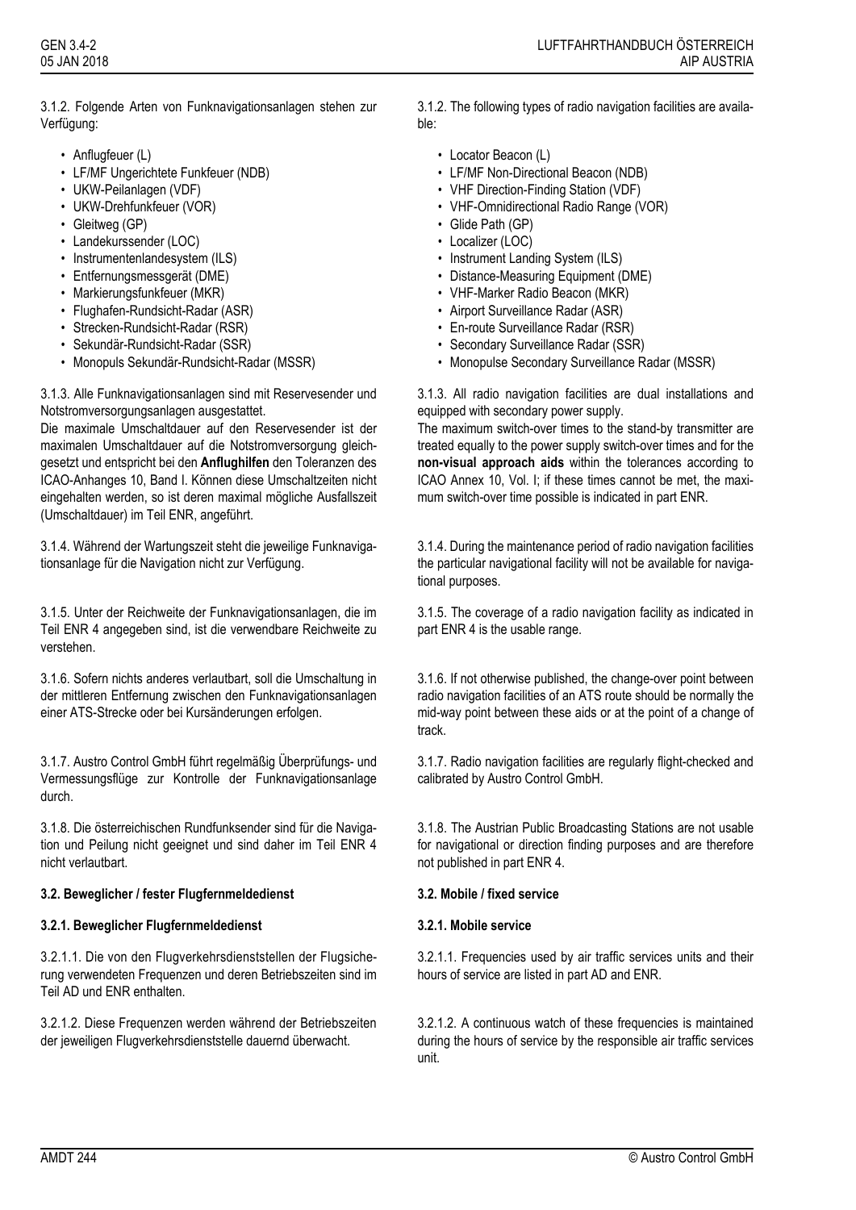3.1.2. Folgende Arten von Funknavigationsanlagen stehen zur Verfügung:

- Anflugfeuer (L)
- LF/MF Ungerichtete Funkfeuer (NDB)
- UKW-Peilanlagen (VDF)
- UKW-Drehfunkfeuer (VOR)
- Gleitweg (GP)
- Landekurssender (LOC)
- Instrumentenlandesystem (ILS)
- Entfernungsmessgerät (DME)
- Markierungsfunkfeuer (MKR)
- Flughafen-Rundsicht-Radar (ASR)
- Strecken-Rundsicht-Radar (RSR)
- Sekundär-Rundsicht-Radar (SSR)
- Monopuls Sekundär-Rundsicht-Radar (MSSR)

3.1.3. Alle Funknavigationsanlagen sind mit Reservesender und Notstromversorgungsanlagen ausgestattet.
Die maximale Umschaltdauer auf den Reservesender ist der maximalen Umschaltdauer auf die Notstromversorgung gleichgesetzt und entspricht bei den **Anflughilfen** den Toleranzen des ICAO-Anhanges 10, Band I. Können diese Umschaltzeiten nicht eingehalten werden, so ist deren maximal mögliche Ausfallszeit (Umschaltdauer) im Teil ENR, angeführt.

3.1.4. Während der Wartungszeit steht die jeweilige Funknavigationsanlage für die Navigation nicht zur Verfügung.

3.1.5. Unter der Reichweite der Funknavigationsanlagen, die im Teil ENR 4 angegeben sind, ist die verwendbare Reichweite zu verstehen.

3.1.6. Sofern nichts anderes verlautbart, soll die Umschaltung in der mittleren Entfernung zwischen den Funknavigationsanlagen einer ATS-Strecke oder bei Kursänderungen erfolgen.

3.1.7. Austro Control GmbH führt regelmäßig Überprüfungs- und Vermessungsflüge zur Kontrolle der Funknavigationsanlage durch.

3.1.8. Die österreichischen Rundfunksender sind für die Navigation und Peilung nicht geeignet und sind daher im Teil ENR 4 nicht verlautbart.

**3.2. Beweglicher / fester Flugfernmeldedienst**

**3.2.1. Beweglicher Flugfernmeldedienst**

3.2.1.1. Die von den Flugverkehrsdienststellen der Flugsicherung verwendeten Frequenzen und deren Betriebszeiten sind im Teil AD und ENR enthalten.

3.2.1.2. Diese Frequenzen werden während der Betriebszeiten der jeweiligen Flugverkehrsdienststelle dauernd überwacht.

3.1.2. The following types of radio navigation facilities are available:

- Locator Beacon (L)
- LF/MF Non-Directional Beacon (NDB)
- VHF Direction-Finding Station (VDF)
- VHF-Omnidirectional Radio Range (VOR)
- Glide Path (GP)
- Localizer (LOC)
- Instrument Landing System (ILS)
- Distance-Measuring Equipment (DME)
- VHF-Marker Radio Beacon (MKR)
- Airport Surveillance Radar (ASR)
- En-route Surveillance Radar (RSR)
- Secondary Surveillance Radar (SSR)
- Monopulse Secondary Surveillance Radar (MSSR)

3.1.3. All radio navigation facilities are dual installations and equipped with secondary power supply.
The maximum switch-over times to the stand-by transmitter are treated equally to the power supply switch-over times and for the **non-visual approach aids** within the tolerances according to ICAO Annex 10, Vol. I; if these times cannot be met, the maximum switch-over time possible is indicated in part ENR.

3.1.4. During the maintenance period of radio navigation facilities the particular navigational facility will not be available for navigational purposes.

3.1.5. The coverage of a radio navigation facility as indicated in part ENR 4 is the usable range.

3.1.6. If not otherwise published, the change-over point between radio navigation facilities of an ATS route should be normally the mid-way point between these aids or at the point of a change of track.

3.1.7. Radio navigation facilities are regularly flight-checked and calibrated by Austro Control GmbH.

3.1.8. The Austrian Public Broadcasting Stations are not usable for navigational or direction finding purposes and are therefore not published in part ENR 4.

**3.2. Mobile / fixed service**

**3.2.1. Mobile service**

3.2.1.1. Frequencies used by air traffic services units and their hours of service are listed in part AD and ENR.

3.2.1.2. A continuous watch of these frequencies is maintained during the hours of service by the responsible air traffic services unit.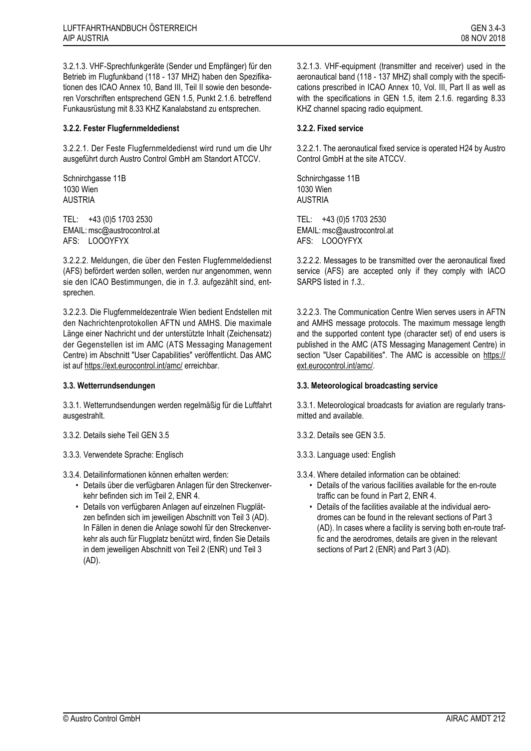3.2.1.3. VHF-Sprechfunkgeräte (Sender und Empfänger) für den Betrieb im Flugfunkband (118 - 137 MHZ) haben den Spezifikationen des ICAO Annex 10, Band III, Teil II sowie den besonderen Vorschriften entsprechend GEN 1.5, Punkt 2.1.6. betreffend Funkausrüstung mit 8.33 KHZ Kanalabstand zu entsprechen.

**3.2.2. Fester Flugfernmeldedienst**

3.2.2.1. Der Feste Flugfernmeldedienst wird rund um die Uhr ausgeführt durch Austro Control GmbH am Standort ATCCV.

Schnirchgasse 11B
1030 Wien
AUSTRIA

TEL: +43 (0)5 1703 2530
EMAIL: msc@austrocontrol.at
AFS: LOOOYFYX

3.2.2.2. Meldungen, die über den Festen Flugfernmeldedienst (AFS) befördert werden sollen, werden nur angenommen, wenn sie den ICAO Bestimmungen, die in *1.3.* aufgezählt sind, entsprechen.

3.2.2.3. Die Flugfernmeldezentrale Wien bedient Endstellen mit den Nachrichtenprotokollen AFTN und AMHS. Die maximale Länge einer Nachricht und der unterstützte Inhalt (Zeichensatz) der Gegenstellen ist im AMC (ATS Messaging Management Centre) im Abschnitt "User Capabilities" veröffentlicht. Das AMC ist auf https://ext.eurocontrol.int/amc/ erreichbar.

**3.3. Wetterrundsendungen**

3.3.1. Wetterrundsendungen werden regelmäßig für die Luftfahrt ausgestrahlt.

3.3.2. Details siehe Teil GEN 3.5

3.3.3. Verwendete Sprache: Englisch

3.3.4. Detailinformationen können erhalten werden:

- Details über die verfügbaren Anlagen für den Streckenverkehr befinden sich im Teil 2, ENR 4.
- Details von verfügbaren Anlagen auf einzelnen Flugplätzen befinden sich im jeweiligen Abschnitt von Teil 3 (AD). In Fällen in denen die Anlage sowohl für den Streckenverkehr als auch für Flugplatz benützt wird, finden Sie Details in dem jeweiligen Abschnitt von Teil 2 (ENR) und Teil 3 (AD).

3.2.1.3. VHF-equipment (transmitter and receiver) used in the aeronautical band (118 - 137 MHZ) shall comply with the specifications prescribed in ICAO Annex 10, Vol. III, Part II as well as with the specifications in GEN 1.5, item 2.1.6. regarding 8.33 KHZ channel spacing radio equipment.

**3.2.2. Fixed service**

3.2.2.1. The aeronautical fixed service is operated H24 by Austro Control GmbH at the site ATCCV.

Schnirchgasse 11B
1030 Wien
AUSTRIA

TEL: +43 (0)5 1703 2530
EMAIL: msc@austrocontrol.at
AFS: LOOOYFYX

3.2.2.2. Messages to be transmitted over the aeronautical fixed service (AFS) are accepted only if they comply with IACO SARPS listed in *1.3.*.

3.2.2.3. The Communication Centre Wien serves users in AFTN and AMHS message protocols. The maximum message length and the supported content type (character set) of end users is published in the AMC (ATS Messaging Management Centre) in section "User Capabilities". The AMC is accessible on https://ext.eurocontrol.int/amc/.

**3.3. Meteorological broadcasting service**

3.3.1. Meteorological broadcasts for aviation are regularly transmitted and available.

3.3.2. Details see GEN 3.5.

3.3.3. Language used: English

3.3.4. Where detailed information can be obtained:

- Details of the various facilities available for the en-route traffic can be found in Part 2, ENR 4.
- Details of the facilities available at the individual aerodromes can be found in the relevant sections of Part 3 (AD). In cases where a facility is serving both en-route traffic and the aerodromes, details are given in the relevant sections of Part 2 (ENR) and Part 3 (AD).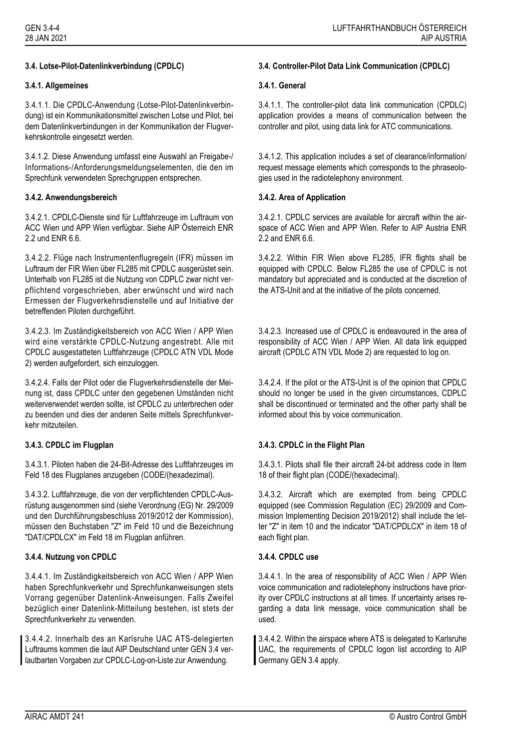### 3.4. Lotse-Pilot-Datenlinkverbindung (CPDLC)

#### 3.4.1. Allgemeines

3.4.1.1. Die CPDLC-Anwendung (Lotse-Pilot-Datenlinkverbindung) ist ein Kommunikationsmittel zwischen Lotse und Pilot, bei dem Datenlinkverbindungen in der Kommunikation der Flugverkehrskontrolle eingesetzt werden.

3.4.1.2. Diese Anwendung umfasst eine Auswahl an Freigabe-/Informations-/Anforderungsmeldungselementen, die den im Sprechfunk verwendeten Sprechgruppen entsprechen.

#### 3.4.2. Anwendungsbereich

3.4.2.1. CPDLC-Dienste sind für Luftfahrzeuge im Luftraum von ACC Wien und APP Wien verfügbar. Siehe AIP Österreich ENR 2.2 und ENR 6.6.

3.4.2.2. Flüge nach Instrumentenflugregeln (IFR) müssen im Luftraum der FIR Wien über FL285 mit CPDLC ausgerüstet sein. Unterhalb von FL285 ist die Nutzung von CDPLC zwar nicht verpflichtend vorgeschrieben, aber erwünscht und wird nach Ermessen der Flugverkehrsdienstelle und auf Initiative der betreffenden Piloten durchgeführt.

3.4.2.3. Im Zuständigkeitsbereich von ACC Wien / APP Wien wird eine verstärkte CPDLC-Nutzung angestrebt. Alle mit CPDLC ausgestatteten Luftfahrzeuge (CPDLC ATN VDL Mode 2) werden aufgefordert, sich einzuloggen.

3.4.2.4. Falls der Pilot oder die Flugverkehrsdienstelle der Meinung ist, dass CPDLC unter den gegebenen Umständen nicht weiterverwendet werden sollte, ist CPDLC zu unterbrechen oder zu beenden und dies der anderen Seite mittels Sprechfunkverkehr mitzuteilen.

#### 3.4.3. CPDLC im Flugplan

3.4.3.1. Piloten haben die 24-Bit-Adresse des Luftfahrzeuges im Feld 18 des Flugplanes anzugeben (CODE/(hexadezimal).

3.4.3.2. Luftfahrzeuge, die von der verpflichtenden CPDLC-Ausrüstung ausgenommen sind (siehe Verordnung (EG) Nr. 29/2009 und den Durchführungsbeschluss 2019/2012 der Kommission), müssen den Buchstaben "Z" im Feld 10 und die Bezeichnung "DAT/CPDLCX" im Feld 18 im Flugplan anführen.

#### 3.4.4. Nutzung von CPDLC

3.4.4.1. Im Zuständigkeitsbereich von ACC Wien / APP Wien haben Sprechfunkverkehr und Sprechfunkanweisungen stets Vorrang gegenüber Datenlink-Anweisungen. Falls Zweifel bezüglich einer Datenlink-Mitteilung bestehen, ist stets der Sprechfunkverkehr zu verwenden.

3.4.4.2. Innerhalb des an Karlsruhe UAC ATS-delegierten Luftraums kommen die laut AIP Deutschland unter GEN 3.4 verlautbarten Vorgaben zur CPDLC-Log-on-Liste zur Anwendung.

### 3.4. Controller-Pilot Data Link Communication (CPDLC)

#### 3.4.1. General

3.4.1.1. The controller-pilot data link communication (CPDLC) application provides a means of communication between the controller and pilot, using data link for ATC communications.

3.4.1.2. This application includes a set of clearance/information/request message elements which corresponds to the phraseologies used in the radiotelephony environment.

#### 3.4.2. Area of Application

3.4.2.1. CPDLC services are available for aircraft within the airspace of ACC Wien and APP Wien. Refer to AIP Austria ENR 2.2 and ENR 6.6.

3.4.2.2. Within FIR Wien above FL285, IFR flights shall be equipped with CPDLC. Below FL285 the use of CPDLC is not mandatory but appreciated and is conducted at the discretion of the ATS-Unit and at the initiative of the pilots concerned.

3.4.2.3. Increased use of CPDLC is endeavoured in the area of responsibility of ACC Wien / APP Wien. All data link equipped aircraft (CPDLC ATN VDL Mode 2) are requested to log on.

3.4.2.4. If the pilot or the ATS-Unit is of the opinion that CPDLC should no longer be used in the given circumstances, CDPLC shall be discontinued or terminated and the other party shall be informed about this by voice communication.

#### 3.4.3. CPDLC in the Flight Plan

3.4.3.1. Pilots shall file their aircraft 24-bit address code in Item 18 of their flight plan (CODE/(hexadecimal).

3.4.3.2. Aircraft which are exempted from being CPDLC equipped (see Commission Regulation (EC) 29/2009 and Commission Implementing Decision 2019/2012) shall include the letter "Z" in item 10 and the indicator "DAT/CPDLCX" in item 18 of each flight plan.

#### 3.4.4. CPDLC use

3.4.4.1. In the area of responsibility of ACC Wien / APP Wien voice communication and radiotelephony instructions have priority over CPDLC instructions at all times. If uncertainty arises regarding a data link message, voice communication shall be used.

3.4.4.2. Within the airspace where ATS is delegated to Karlsruhe UAC, the requirements of CPDLC logon list according to AIP Germany GEN 3.4 apply.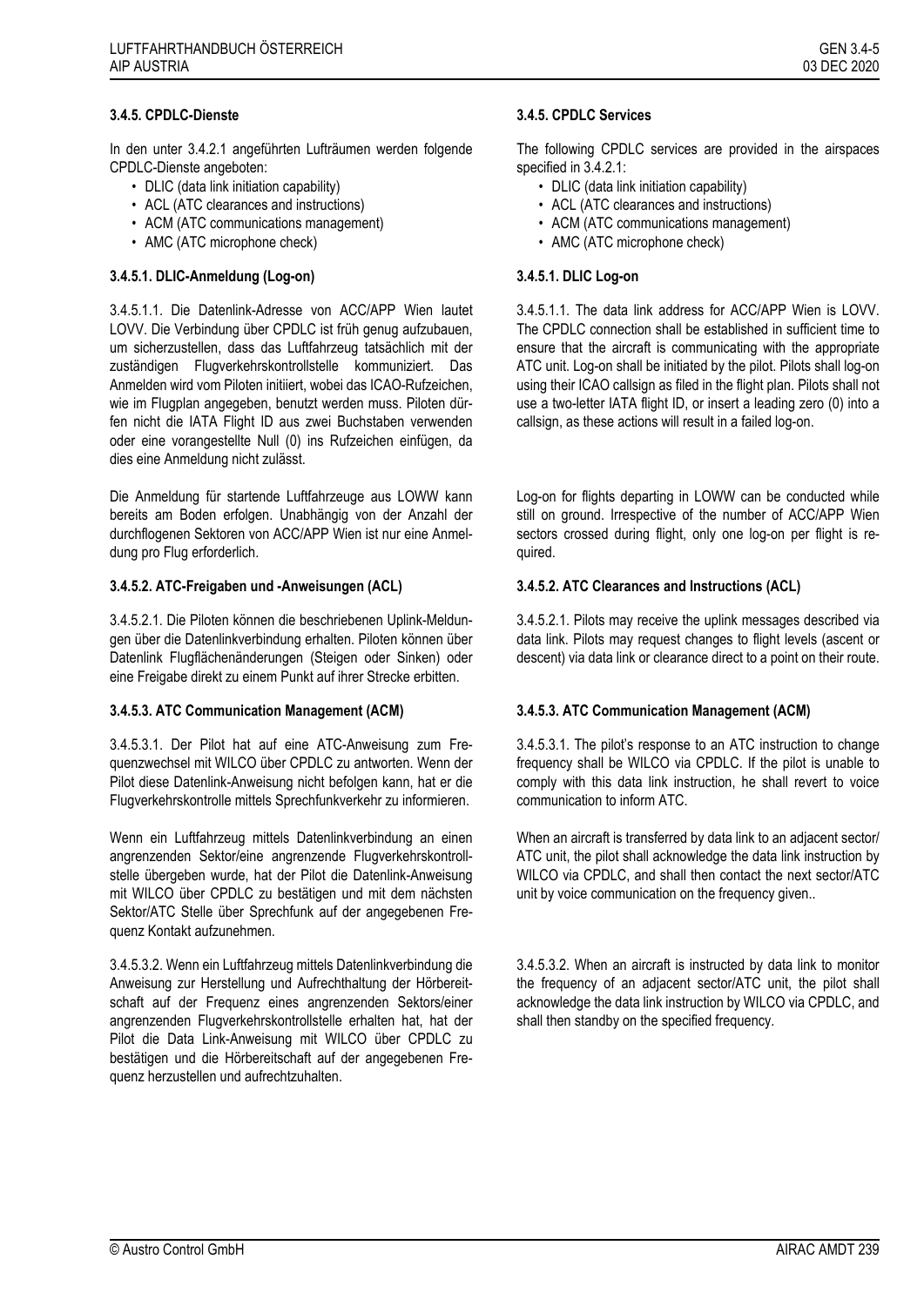### 3.4.5. CPDLC-Dienste

In den unter 3.4.2.1 angeführten Lufträumen werden folgende CPDLC-Dienste angeboten:

- DLIC (data link initiation capability)
- ACL (ATC clearances and instructions)
- ACM (ATC communications management)
- AMC (ATC microphone check)

#### 3.4.5.1. DLIC-Anmeldung (Log-on)

3.4.5.1.1. Die Datenlink-Adresse von ACC/APP Wien lautet LOVV. Die Verbindung über CPDLC ist früh genug aufzubauen, um sicherzustellen, dass das Luftfahrzeug tatsächlich mit der zuständigen Flugverkehrskontrollstelle kommuniziert. Das Anmelden wird vom Piloten initiiert, wobei das ICAO-Rufzeichen, wie im Flugplan angegeben, benutzt werden muss. Piloten dürfen nicht die IATA Flight ID aus zwei Buchstaben verwenden oder eine vorangestellte Null (0) ins Rufzeichen einfügen, da dies eine Anmeldung nicht zulässt.

Die Anmeldung für startende Luftfahrzeuge aus LOWW kann bereits am Boden erfolgen. Unabhängig von der Anzahl der durchflogenen Sektoren von ACC/APP Wien ist nur eine Anmeldung pro Flug erforderlich.

#### 3.4.5.2. ATC-Freigaben und -Anweisungen (ACL)

3.4.5.2.1. Die Piloten können die beschriebenen Uplink-Meldungen über die Datenlinkverbindung erhalten. Piloten können über Datenlink Flugflächenänderungen (Steigen oder Sinken) oder eine Freigabe direkt zu einem Punkt auf ihrer Strecke erbitten.

#### 3.4.5.3. ATC Communication Management (ACM)

3.4.5.3.1. Der Pilot hat auf eine ATC-Anweisung zum Frequenzwechsel mit WILCO über CPDLC zu antworten. Wenn der Pilot diese Datenlink-Anweisung nicht befolgen kann, hat er die Flugverkehrskontrolle mittels Sprechfunkverkehr zu informieren.

Wenn ein Luftfahrzeug mittels Datenlinkverbindung an einen angrenzenden Sektor/eine angrenzende Flugverkehrskontrollstelle übergeben wurde, hat der Pilot die Datenlink-Anweisung mit WILCO über CPDLC zu bestätigen und mit dem nächsten Sektor/ATC Stelle über Sprechfunk auf der angegebenen Frequenz Kontakt aufzunehmen.

3.4.5.3.2. Wenn ein Luftfahrzeug mittels Datenlinkverbindung die Anweisung zur Herstellung und Aufrechthaltung der Hörbereitschaft auf der Frequenz eines angrenzenden Sektors/einer angrenzenden Flugverkehrskontrollstelle erhalten hat, hat der Pilot die Data Link-Anweisung mit WILCO über CPDLC zu bestätigen und die Hörbereitschaft auf der angegebenen Frequenz herzustellen und aufrechtzuhalten.

### 3.4.5. CPDLC Services

The following CPDLC services are provided in the airspaces specified in 3.4.2.1:

- DLIC (data link initiation capability)
- ACL (ATC clearances and instructions)
- ACM (ATC communications management)
- AMC (ATC microphone check)

#### 3.4.5.1. DLIC Log-on

3.4.5.1.1. The data link address for ACC/APP Wien is LOVV. The CPDLC connection shall be established in sufficient time to ensure that the aircraft is communicating with the appropriate ATC unit. Log-on shall be initiated by the pilot. Pilots shall log-on using their ICAO callsign as filed in the flight plan. Pilots shall not use a two-letter IATA flight ID, or insert a leading zero (0) into a callsign, as these actions will result in a failed log-on.

Log-on for flights departing in LOWW can be conducted while still on ground. Irrespective of the number of ACC/APP Wien sectors crossed during flight, only one log-on per flight is required.

#### 3.4.5.2. ATC Clearances and Instructions (ACL)

3.4.5.2.1. Pilots may receive the uplink messages described via data link. Pilots may request changes to flight levels (ascent or descent) via data link or clearance direct to a point on their route.

#### 3.4.5.3. ATC Communication Management (ACM)

3.4.5.3.1. The pilot's response to an ATC instruction to change frequency shall be WILCO via CPDLC. If the pilot is unable to comply with this data link instruction, he shall revert to voice communication to inform ATC.

When an aircraft is transferred by data link to an adjacent sector/ATC unit, the pilot shall acknowledge the data link instruction by WILCO via CPDLC, and shall then contact the next sector/ATC unit by voice communication on the frequency given..

3.4.5.3.2. When an aircraft is instructed by data link to monitor the frequency of an adjacent sector/ATC unit, the pilot shall acknowledge the data link instruction by WILCO via CPDLC, and shall then standby on the specified frequency.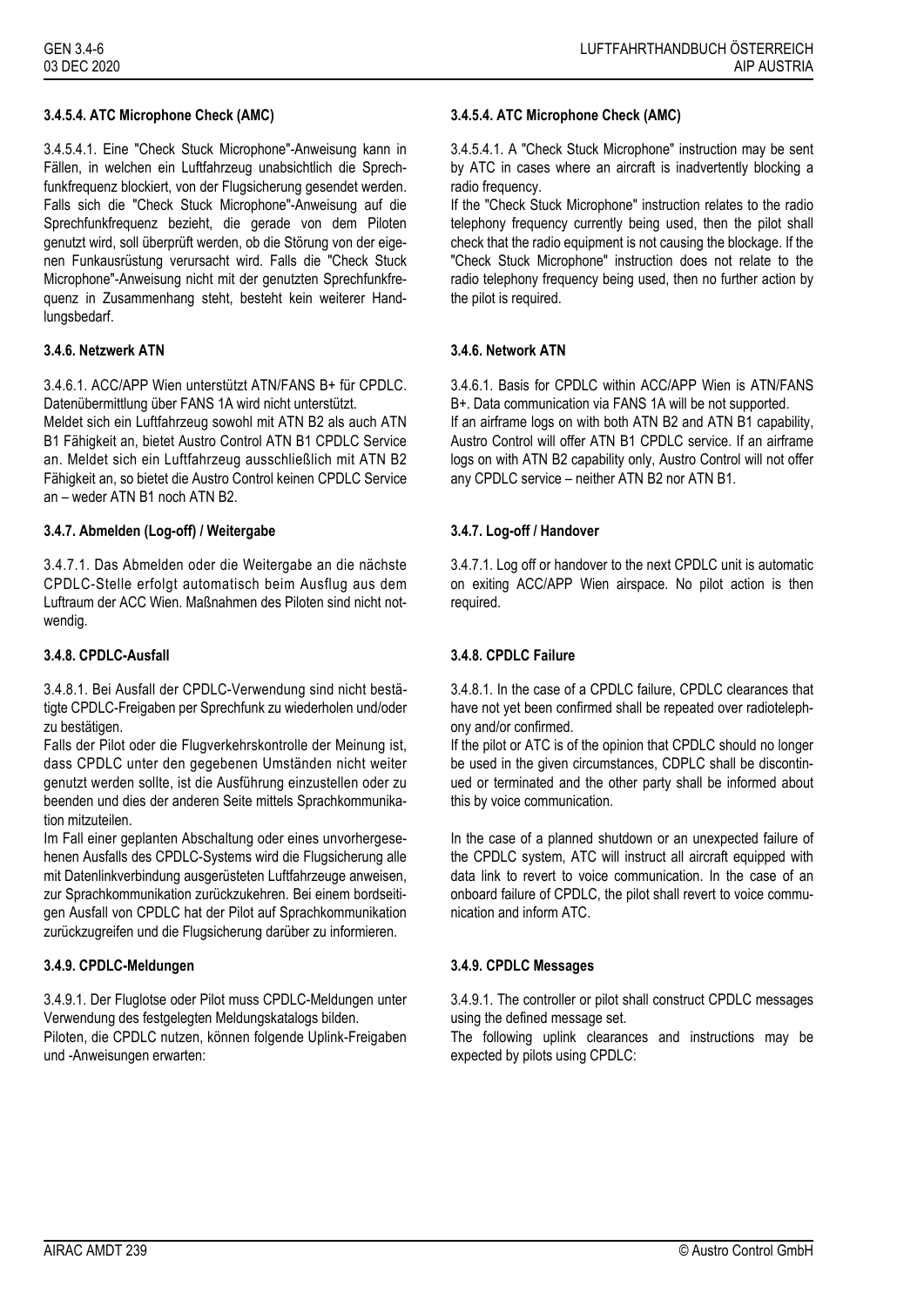### 3.4.5.4. ATC Microphone Check (AMC)

3.4.5.4.1. Eine "Check Stuck Microphone"-Anweisung kann in Fällen, in welchen ein Luftfahrzeug unabsichtlich die Sprechfunkfrequenz blockiert, von der Flugsicherung gesendet werden. Falls sich die "Check Stuck Microphone"-Anweisung auf die Sprechfunkfrequenz bezieht, die gerade von dem Piloten genutzt wird, soll überprüft werden, ob die Störung von der eigenen Funkausrüstung verursacht wird. Falls die "Check Stuck Microphone"-Anweisung nicht mit der genutzten Sprechfunkfrequenz in Zusammenhang steht, besteht kein weiterer Handlungsbedarf.

### 3.4.6. Netzwerk ATN

3.4.6.1. ACC/APP Wien unterstützt ATN/FANS B+ für CPDLC. Datenübermittlung über FANS 1A wird nicht unterstützt.
Meldet sich ein Luftfahrzeug sowohl mit ATN B2 als auch ATN B1 Fähigkeit an, bietet Austro Control ATN B1 CPDLC Service an. Meldet sich ein Luftfahrzeug ausschließlich mit ATN B2 Fähigkeit an, so bietet die Austro Control keinen CPDLC Service an – weder ATN B1 noch ATN B2.

### 3.4.7. Abmelden (Log-off) / Weitergabe

3.4.7.1. Das Abmelden oder die Weitergabe an die nächste CPDLC-Stelle erfolgt automatisch beim Ausflug aus dem Luftraum der ACC Wien. Maßnahmen des Piloten sind nicht notwendig.

### 3.4.8. CPDLC-Ausfall

3.4.8.1. Bei Ausfall der CPDLC-Verwendung sind nicht bestätigte CPDLC-Freigaben per Sprechfunk zu wiederholen und/oder zu bestätigen.
Falls der Pilot oder die Flugverkehrskontrolle der Meinung ist, dass CPDLC unter den gegebenen Umständen nicht weiter genutzt werden sollte, ist die Ausführung einzustellen oder zu beenden und dies der anderen Seite mittels Sprachkommunikation mitzuteilen.
Im Fall einer geplanten Abschaltung oder eines unvorhergesehenen Ausfalls des CPDLC-Systems wird die Flugsicherung alle mit Datenlinkverbindung ausgerüsteten Luftfahrzeuge anweisen, zur Sprachkommunikation zurückzukehren. Bei einem bordseitigen Ausfall von CPDLC hat der Pilot auf Sprachkommunikation zurückzugreifen und die Flugsicherung darüber zu informieren.

### 3.4.9. CPDLC-Meldungen

3.4.9.1. Der Fluglotse oder Pilot muss CPDLC-Meldungen unter Verwendung des festgelegten Meldungskatalogs bilden.
Piloten, die CPDLC nutzen, können folgende Uplink-Freigaben und -Anweisungen erwarten:

### 3.4.5.4. ATC Microphone Check (AMC)

3.4.5.4.1. A "Check Stuck Microphone" instruction may be sent by ATC in cases where an aircraft is inadvertently blocking a radio frequency.
If the "Check Stuck Microphone" instruction relates to the radio telephony frequency currently being used, then the pilot shall check that the radio equipment is not causing the blockage. If the "Check Stuck Microphone" instruction does not relate to the radio telephony frequency being used, then no further action by the pilot is required.

### 3.4.6. Network ATN

3.4.6.1. Basis for CPDLC within ACC/APP Wien is ATN/FANS B+. Data communication via FANS 1A will be not supported.
If an airframe logs on with both ATN B2 and ATN B1 capability, Austro Control will offer ATN B1 CPDLC service. If an airframe logs on with ATN B2 capability only, Austro Control will not offer any CPDLC service – neither ATN B2 nor ATN B1.

### 3.4.7. Log-off / Handover

3.4.7.1. Log off or handover to the next CPDLC unit is automatic on exiting ACC/APP Wien airspace. No pilot action is then required.

### 3.4.8. CPDLC Failure

3.4.8.1. In the case of a CPDLC failure, CPDLC clearances that have not yet been confirmed shall be repeated over radiotelephony and/or confirmed.
If the pilot or ATC is of the opinion that CPDLC should no longer be used in the given circumstances, CDPLC shall be discontinued or terminated and the other party shall be informed about this by voice communication.

In the case of a planned shutdown or an unexpected failure of the CPDLC system, ATC will instruct all aircraft equipped with data link to revert to voice communication. In the case of an onboard failure of CPDLC, the pilot shall revert to voice communication and inform ATC.

### 3.4.9. CPDLC Messages

3.4.9.1. The controller or pilot shall construct CPDLC messages using the defined message set.
The following uplink clearances and instructions may be expected by pilots using CPDLC: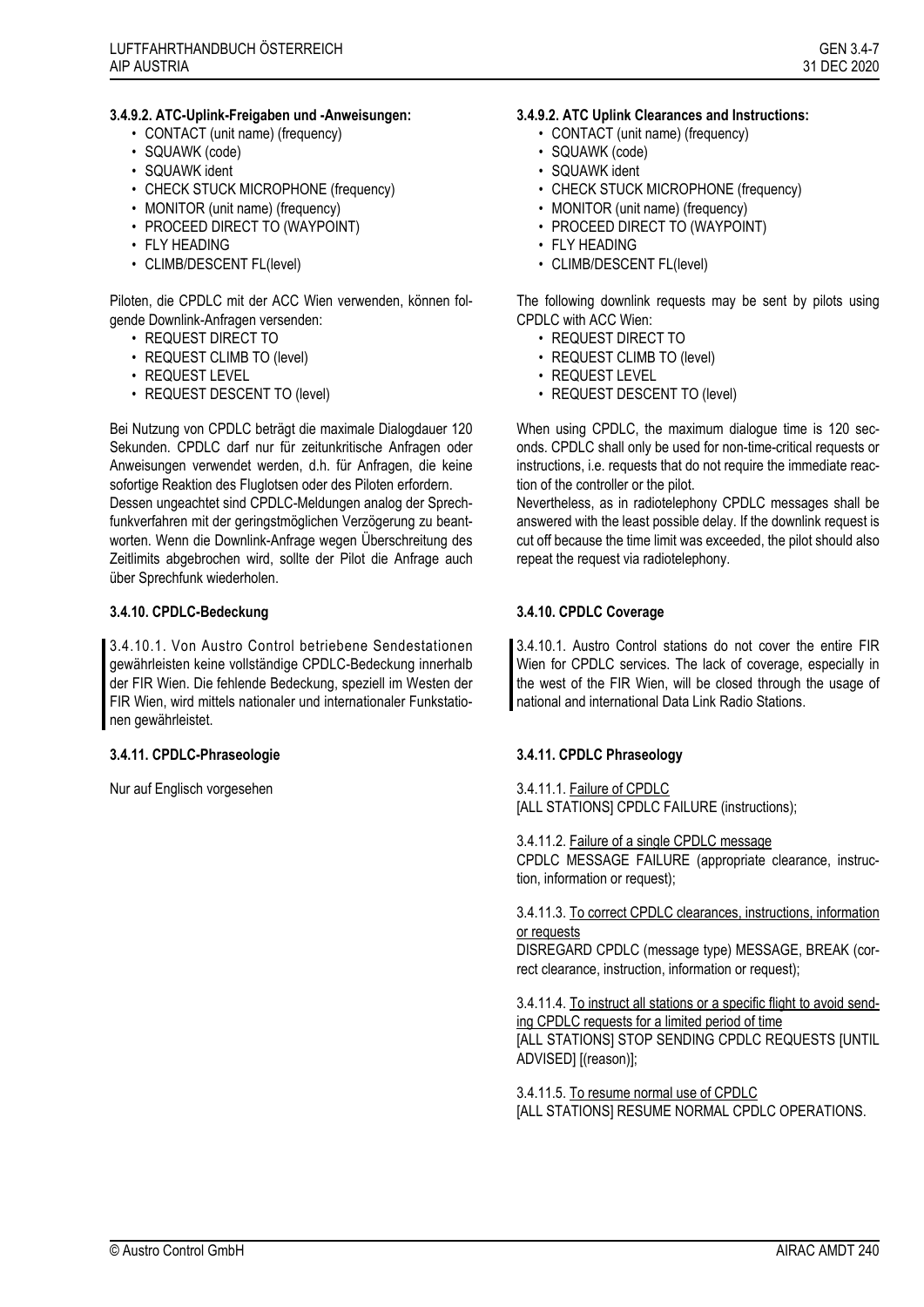#### 3.4.9.2. ATC-Uplink-Freigaben und -Anweisungen:

- CONTACT (unit name) (frequency)
- SQUAWK (code)
- SQUAWK ident
- CHECK STUCK MICROPHONE (frequency)
- MONITOR (unit name) (frequency)
- PROCEED DIRECT TO (WAYPOINT)
- FLY HEADING
- CLIMB/DESCENT FL(level)

Piloten, die CPDLC mit der ACC Wien verwenden, können folgende Downlink-Anfragen versenden:

- REQUEST DIRECT TO
- REQUEST CLIMB TO (level)
- REQUEST LEVEL
- REQUEST DESCENT TO (level)

Bei Nutzung von CPDLC beträgt die maximale Dialogdauer 120 Sekunden. CPDLC darf nur für zeitunkritische Anfragen oder Anweisungen verwendet werden, d.h. für Anfragen, die keine sofortige Reaktion des Fluglotsen oder des Piloten erfordern.
Dessen ungeachtet sind CPDLC-Meldungen analog der Sprechfunkverfahren mit der geringstmöglichen Verzögerung zu beantworten. Wenn die Downlink-Anfrage wegen Überschreitung des Zeitlimits abgebrochen wird, sollte der Pilot die Anfrage auch über Sprechfunk wiederholen.

#### 3.4.10. CPDLC-Bedeckung

3.4.10.1. Von Austro Control betriebene Sendestationen gewährleisten keine vollständige CPDLC-Bedeckung innerhalb der FIR Wien. Die fehlende Bedeckung, speziell im Westen der FIR Wien, wird mittels nationaler und internationaler Funkstationen gewährleistet.

#### 3.4.11. CPDLC-Phraseologie

Nur auf Englisch vorgesehen

#### 3.4.9.2. ATC Uplink Clearances and Instructions:

- CONTACT (unit name) (frequency)
- SQUAWK (code)
- SQUAWK ident
- CHECK STUCK MICROPHONE (frequency)
- MONITOR (unit name) (frequency)
- PROCEED DIRECT TO (WAYPOINT)
- FLY HEADING
- CLIMB/DESCENT FL(level)

The following downlink requests may be sent by pilots using CPDLC with ACC Wien:

- REQUEST DIRECT TO
- REQUEST CLIMB TO (level)
- REQUEST LEVEL
- REQUEST DESCENT TO (level)

When using CPDLC, the maximum dialogue time is 120 seconds. CPDLC shall only be used for non-time-critical requests or instructions, i.e. requests that do not require the immediate reaction of the controller or the pilot.
Nevertheless, as in radiotelephony CPDLC messages shall be answered with the least possible delay. If the downlink request is cut off because the time limit was exceeded, the pilot should also repeat the request via radiotelephony.

#### 3.4.10. CPDLC Coverage

3.4.10.1. Austro Control stations do not cover the entire FIR Wien for CPDLC services. The lack of coverage, especially in the west of the FIR Wien, will be closed through the usage of national and international Data Link Radio Stations.

#### 3.4.11. CPDLC Phraseology

3.4.11.1. <u>Failure of CPDLC</u>
[ALL STATIONS] CPDLC FAILURE (instructions);

3.4.11.2. <u>Failure of a single CPDLC message</u>
CPDLC MESSAGE FAILURE (appropriate clearance, instruction, information or request);

3.4.11.3. <u>To correct CPDLC clearances, instructions, information or requests</u>
DISREGARD CPDLC (message type) MESSAGE, BREAK (correct clearance, instruction, information or request);

3.4.11.4. <u>To instruct all stations or a specific flight to avoid sending CPDLC requests for a limited period of time</u>
[ALL STATIONS] STOP SENDING CPDLC REQUESTS [UNTIL ADVISED] [(reason)];

3.4.11.5. <u>To resume normal use of CPDLC</u>
[ALL STATIONS] RESUME NORMAL CPDLC OPERATIONS.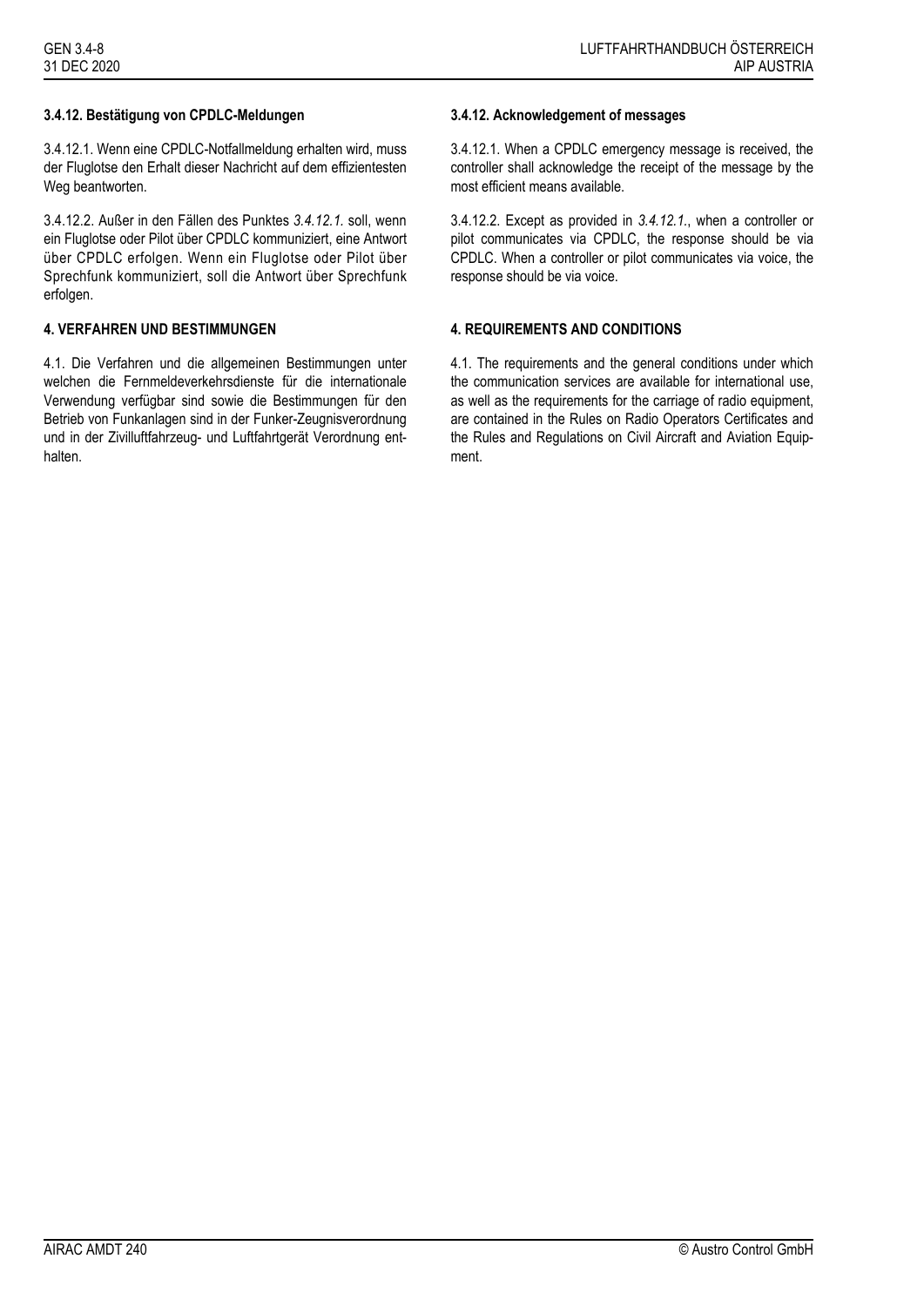### 3.4.12. Bestätigung von CPDLC-Meldungen

3.4.12.1. Wenn eine CPDLC-Notfallmeldung erhalten wird, muss der Fluglotse den Erhalt dieser Nachricht auf dem effizientesten Weg beantworten.

3.4.12.2. Außer in den Fällen des Punktes *3.4.12.1.* soll, wenn ein Fluglotse oder Pilot über CPDLC kommuniziert, eine Antwort über CPDLC erfolgen. Wenn ein Fluglotse oder Pilot über Sprechfunk kommuniziert, soll die Antwort über Sprechfunk erfolgen.

### 3.4.12. Acknowledgement of messages

3.4.12.1. When a CPDLC emergency message is received, the controller shall acknowledge the receipt of the message by the most efficient means available.

3.4.12.2. Except as provided in *3.4.12.1.*, when a controller or pilot communicates via CPDLC, the response should be via CPDLC. When a controller or pilot communicates via voice, the response should be via voice.

## 4. VERFAHREN UND BESTIMMUNGEN

4.1. Die Verfahren und die allgemeinen Bestimmungen unter welchen die Fernmeldeverkehrsdienste für die internationale Verwendung verfügbar sind sowie die Bestimmungen für den Betrieb von Funkanlagen sind in der Funker-Zeugnisverordnung und in der Zivilluftfahrzeug- und Luftfahrtgerät Verordnung enthalten.

## 4. REQUIREMENTS AND CONDITIONS

4.1. The requirements and the general conditions under which the communication services are available for international use, as well as the requirements for the carriage of radio equipment, are contained in the Rules on Radio Operators Certificates and the Rules and Regulations on Civil Aircraft and Aviation Equipment.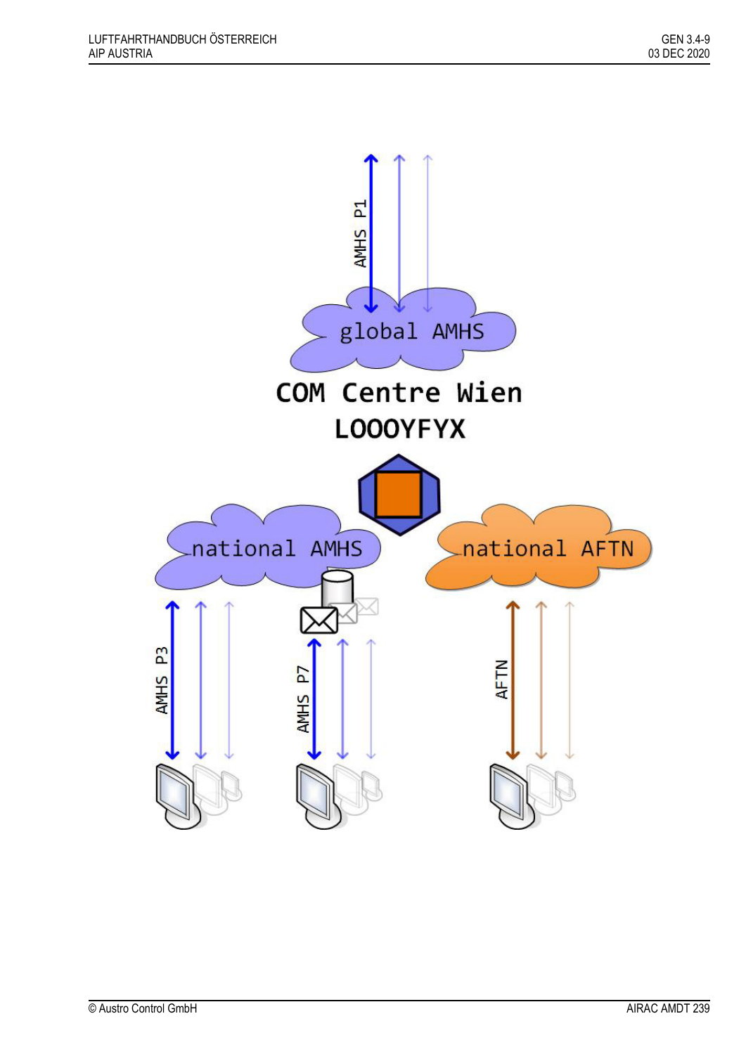AMHS P1

global AMHS

COM Centre Wien

LOOOYFYX

national AMHS

national AFTN

AMHS P3

AMHS P7

AFTN